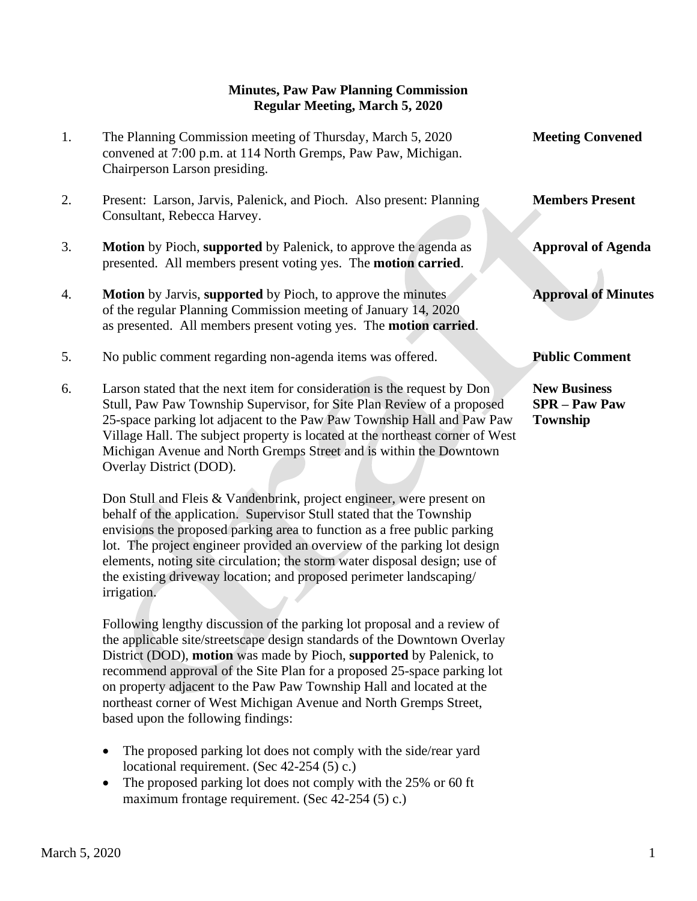**Minutes, Paw Paw Planning Commission**
**Regular Meeting, March 5, 2020**

1. The Planning Commission meeting of Thursday, March 5, 2020 convened at 7:00 p.m. at 114 North Gremps, Paw Paw, Michigan. Chairperson Larson presiding. **Meeting Convened**

2. Present: Larson, Jarvis, Palenick, and Pioch. Also present: Planning Consultant, Rebecca Harvey. **Members Present**

3. **Motion** by Pioch, **supported** by Palenick, to approve the agenda as presented. All members present voting yes. The **motion carried**. **Approval of Agenda**

4. **Motion** by Jarvis, **supported** by Pioch, to approve the minutes of the regular Planning Commission meeting of January 14, 2020 as presented. All members present voting yes. The **motion carried**. **Approval of Minutes**

5. No public comment regarding non-agenda items was offered. **Public Comment**

6. Larson stated that the next item for consideration is the request by Don Stull, Paw Paw Township Supervisor, for Site Plan Review of a proposed 25-space parking lot adjacent to the Paw Paw Township Hall and Paw Paw Village Hall. The subject property is located at the northeast corner of West Michigan Avenue and North Gremps Street and is within the Downtown Overlay District (DOD). **New Business SPR – Paw Paw Township**

   Don Stull and Fleis & Vandenbrink, project engineer, were present on behalf of the application. Supervisor Stull stated that the Township envisions the proposed parking area to function as a free public parking lot. The project engineer provided an overview of the parking lot design elements, noting site circulation; the storm water disposal design; use of the existing driveway location; and proposed perimeter landscaping/ irrigation.

   Following lengthy discussion of the parking lot proposal and a review of the applicable site/streetscape design standards of the Downtown Overlay District (DOD), **motion** was made by Pioch, **supported** by Palenick, to recommend approval of the Site Plan for a proposed 25-space parking lot on property adjacent to the Paw Paw Township Hall and located at the northeast corner of West Michigan Avenue and North Gremps Street, based upon the following findings:

   - The proposed parking lot does not comply with the side/rear yard locational requirement. (Sec 42-254 (5) c.)
   - The proposed parking lot does not comply with the 25% or 60 ft maximum frontage requirement. (Sec 42-254 (5) c.)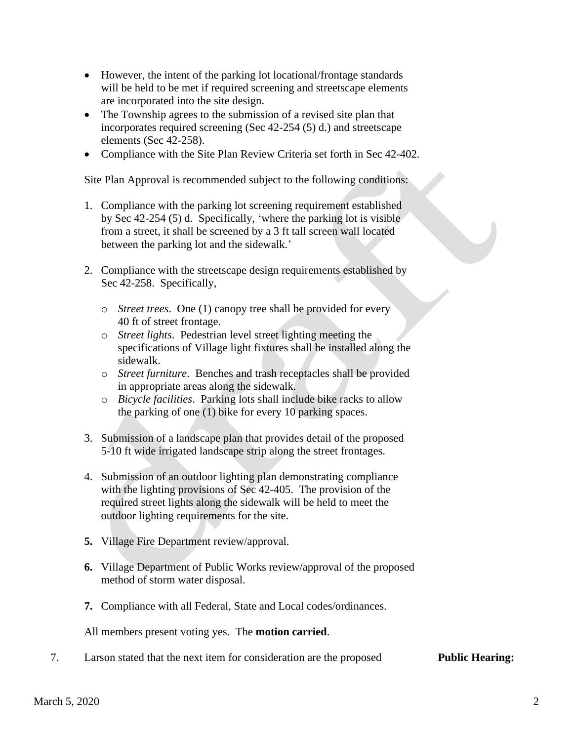- However, the intent of the parking lot locational/frontage standards will be held to be met if required screening and streetscape elements are incorporated into the site design.
- The Township agrees to the submission of a revised site plan that incorporates required screening (Sec 42-254 (5) d.) and streetscape elements (Sec 42-258).
- Compliance with the Site Plan Review Criteria set forth in Sec 42-402.

Site Plan Approval is recommended subject to the following conditions:

1. Compliance with the parking lot screening requirement established by Sec 42-254 (5) d. Specifically, 'where the parking lot is visible from a street, it shall be screened by a 3 ft tall screen wall located between the parking lot and the sidewalk.'

2. Compliance with the streetscape design requirements established by Sec 42-258. Specifically,

   - *Street trees*. One (1) canopy tree shall be provided for every 40 ft of street frontage.
   - *Street lights*. Pedestrian level street lighting meeting the specifications of Village light fixtures shall be installed along the sidewalk.
   - *Street furniture*. Benches and trash receptacles shall be provided in appropriate areas along the sidewalk.
   - *Bicycle facilities*. Parking lots shall include bike racks to allow the parking of one (1) bike for every 10 parking spaces.

3. Submission of a landscape plan that provides detail of the proposed 5-10 ft wide irrigated landscape strip along the street frontages.

4. Submission of an outdoor lighting plan demonstrating compliance with the lighting provisions of Sec 42-405. The provision of the required street lights along the sidewalk will be held to meet the outdoor lighting requirements for the site.

5. Village Fire Department review/approval.

6. Village Department of Public Works review/approval of the proposed method of storm water disposal.

7. Compliance with all Federal, State and Local codes/ordinances.

All members present voting yes. The **motion carried**.

7. Larson stated that the next item for consideration are the proposed **Public Hearing:**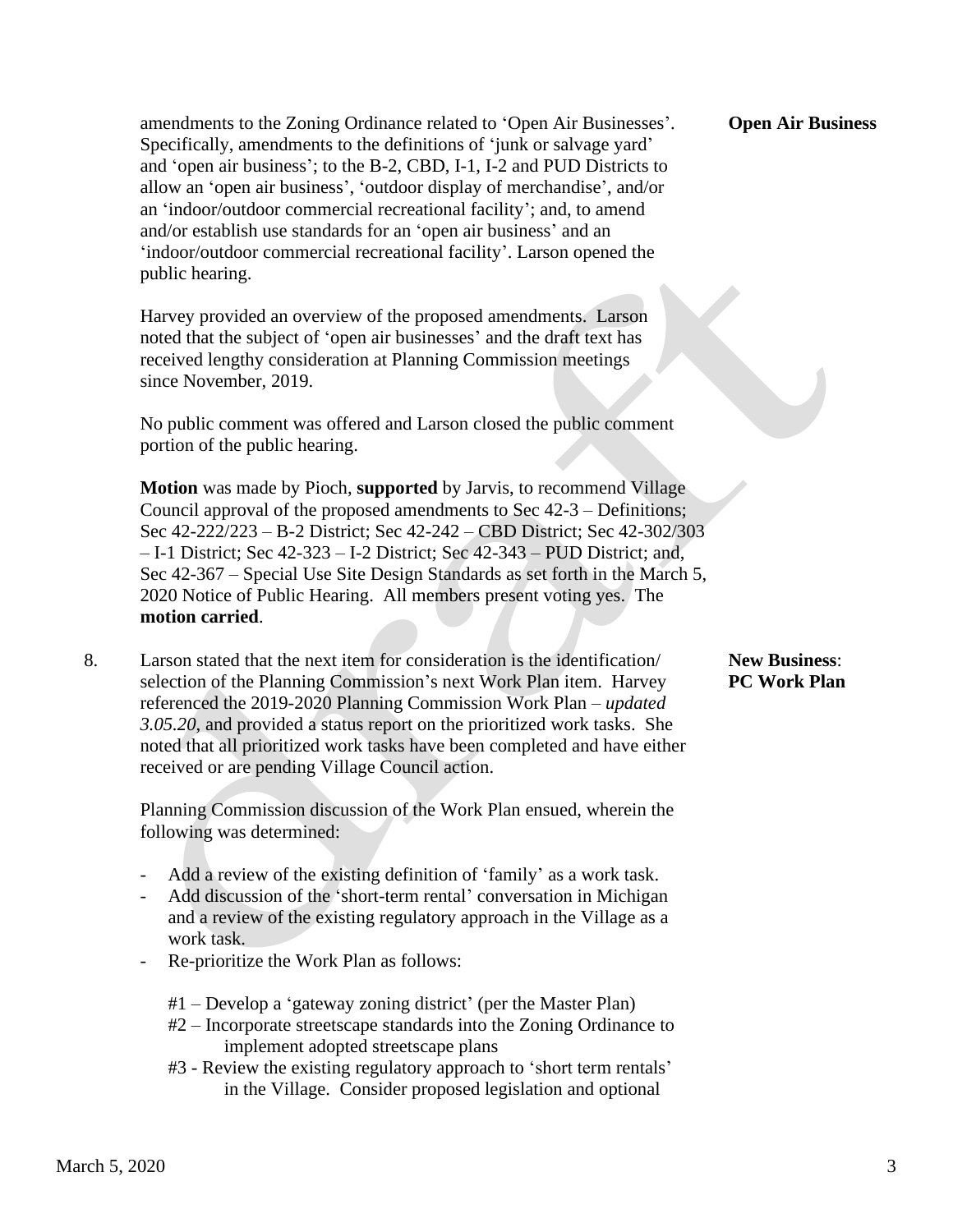amendments to the Zoning Ordinance related to 'Open Air Businesses'. Specifically, amendments to the definitions of 'junk or salvage yard' and 'open air business'; to the B-2, CBD, I-1, I-2 and PUD Districts to allow an 'open air business', 'outdoor display of merchandise', and/or an 'indoor/outdoor commercial recreational facility'; and, to amend and/or establish use standards for an 'open air business' and an 'indoor/outdoor commercial recreational facility'. Larson opened the public hearing. **Open Air Business**

Harvey provided an overview of the proposed amendments. Larson noted that the subject of 'open air businesses' and the draft text has received lengthy consideration at Planning Commission meetings since November, 2019.

No public comment was offered and Larson closed the public comment portion of the public hearing.

**Motion** was made by Pioch, **supported** by Jarvis, to recommend Village Council approval of the proposed amendments to Sec 42-3 – Definitions; Sec 42-222/223 – B-2 District; Sec 42-242 – CBD District; Sec 42-302/303 – I-1 District; Sec 42-323 – I-2 District; Sec 42-343 – PUD District; and, Sec 42-367 – Special Use Site Design Standards as set forth in the March 5, 2020 Notice of Public Hearing. All members present voting yes. The **motion carried**.

8. Larson stated that the next item for consideration is the identification/ selection of the Planning Commission's next Work Plan item. Harvey referenced the 2019-2020 Planning Commission Work Plan – *updated 3.05.20*, and provided a status report on the prioritized work tasks. She noted that all prioritized work tasks have been completed and have either received or are pending Village Council action. **New Business: PC Work Plan**

Planning Commission discussion of the Work Plan ensued, wherein the following was determined:

- Add a review of the existing definition of 'family' as a work task.
- Add discussion of the 'short-term rental' conversation in Michigan and a review of the existing regulatory approach in the Village as a work task.
- Re-prioritize the Work Plan as follows:

  #1 – Develop a 'gateway zoning district' (per the Master Plan)
  #2 – Incorporate streetscape standards into the Zoning Ordinance to implement adopted streetscape plans
  #3 - Review the existing regulatory approach to 'short term rentals' in the Village. Consider proposed legislation and optional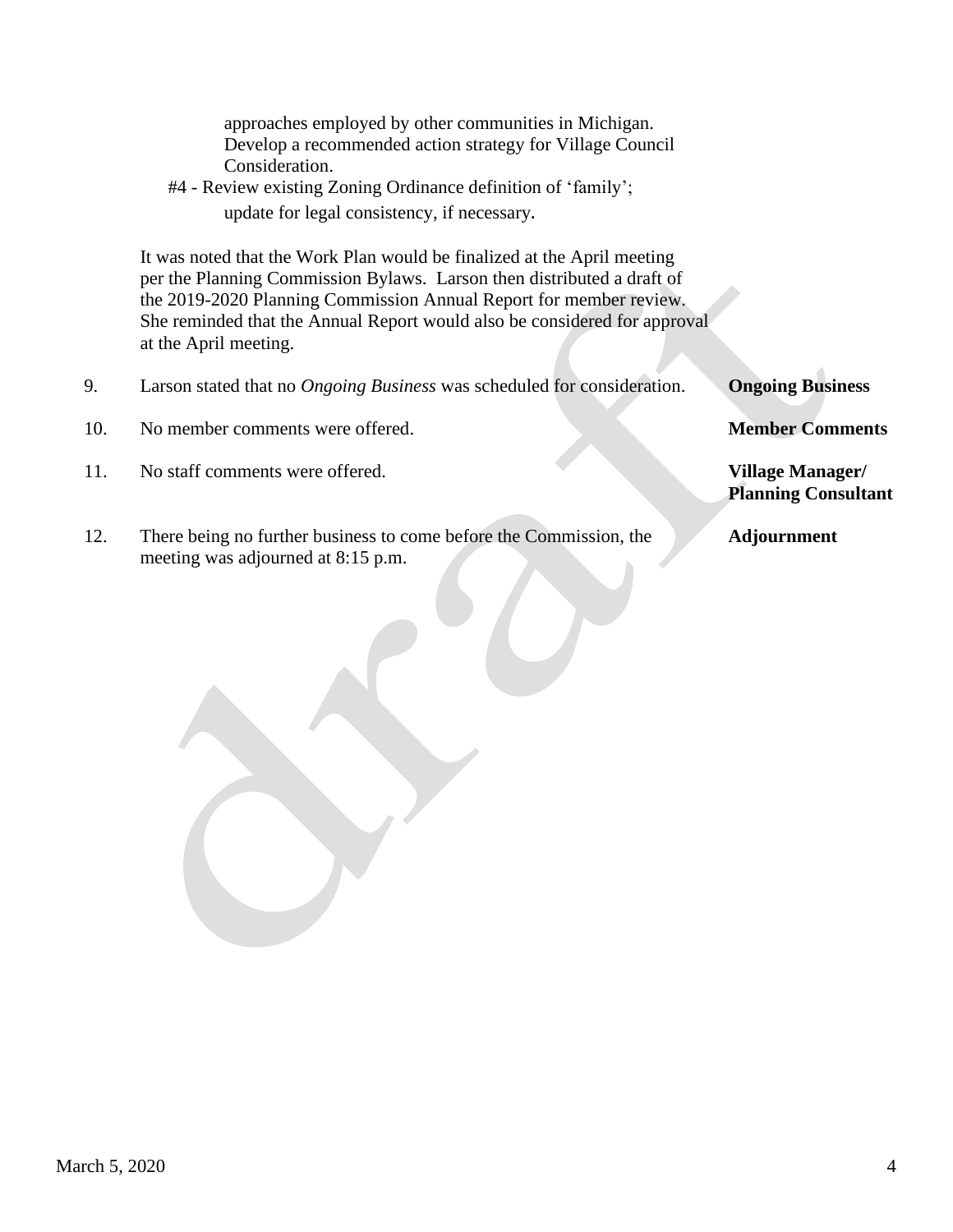approaches employed by other communities in Michigan. Develop a recommended action strategy for Village Council Consideration.

#4 - Review existing Zoning Ordinance definition of 'family'; update for legal consistency, if necessary.

It was noted that the Work Plan would be finalized at the April meeting per the Planning Commission Bylaws. Larson then distributed a draft of the 2019-2020 Planning Commission Annual Report for member review. She reminded that the Annual Report would also be considered for approval at the April meeting.

9. Larson stated that no *Ongoing Business* was scheduled for consideration. **Ongoing Business**

10. No member comments were offered. **Member Comments**

11. No staff comments were offered. **Village Manager/ Planning Consultant**

12. There being no further business to come before the Commission, the meeting was adjourned at 8:15 p.m. **Adjournment**

March 5, 2020